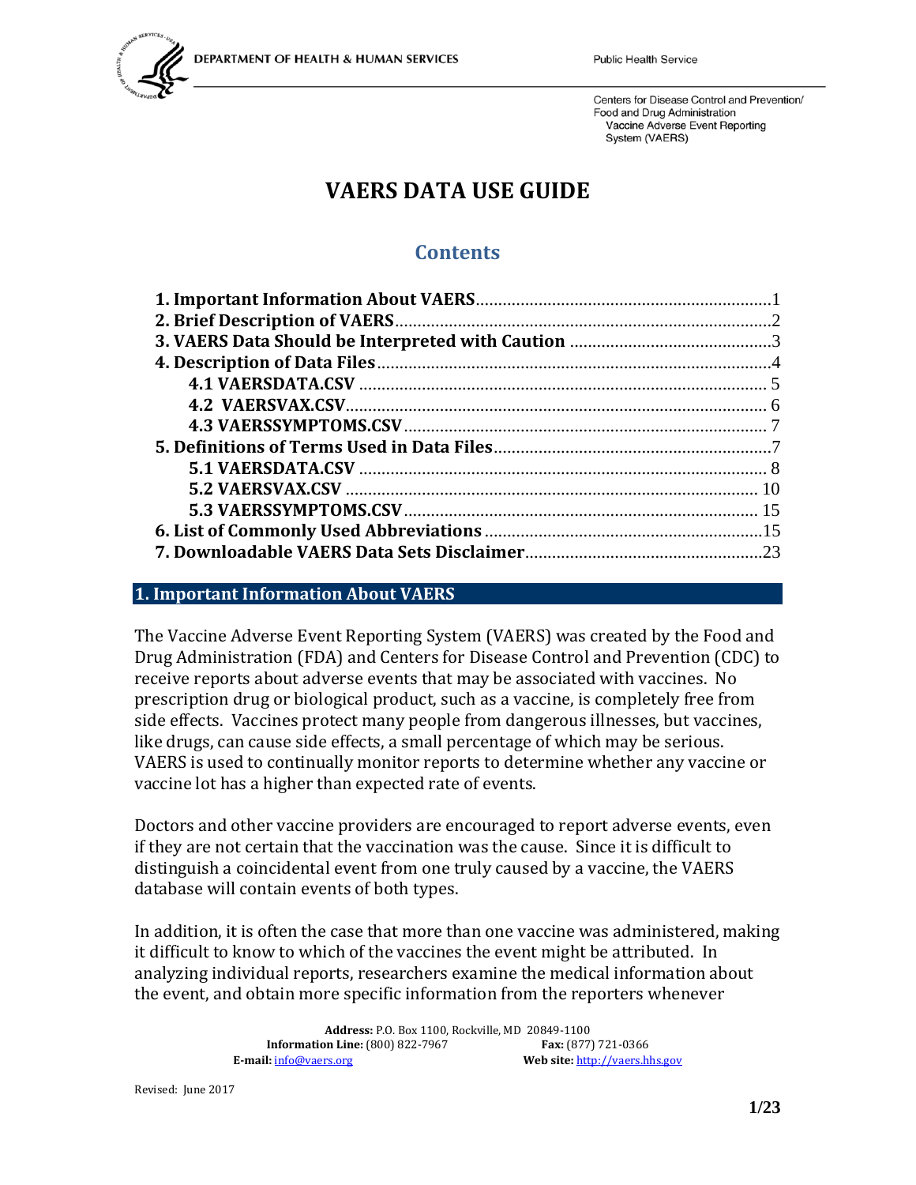DEPARTMENT OF HEALTH & HUMAN SERVICES

Public Health Service

Centers for Disease Control and Prevention/
Food and Drug Administration
Vaccine Adverse Event Reporting System (VAERS)

# VAERS DATA USE GUIDE

## Contents

- **1. Important Information About VAERS** ........ 1
- **2. Brief Description of VAERS** ........ 2
- **3. VAERS Data Should be Interpreted with Caution** ........ 3
- **4. Description of Data Files** ........ 4
  - **4.1 VAERSDATA.CSV** ........ 5
  - **4.2 VAERSVAX.CSV** ........ 6
  - **4.3 VAERSSYMPTOMS.CSV** ........ 7
- **5. Definitions of Terms Used in Data Files** ........ 7
  - **5.1 VAERSDATA.CSV** ........ 8
  - **5.2 VAERSVAX.CSV** ........ 10
  - **5.3 VAERSSYMPTOMS.CSV** ........ 15
- **6. List of Commonly Used Abbreviations** ........ 15
- **7. Downloadable VAERS Data Sets Disclaimer** ........ 23

## 1. Important Information About VAERS

The Vaccine Adverse Event Reporting System (VAERS) was created by the Food and Drug Administration (FDA) and Centers for Disease Control and Prevention (CDC) to receive reports about adverse events that may be associated with vaccines. No prescription drug or biological product, such as a vaccine, is completely free from side effects. Vaccines protect many people from dangerous illnesses, but vaccines, like drugs, can cause side effects, a small percentage of which may be serious. VAERS is used to continually monitor reports to determine whether any vaccine or vaccine lot has a higher than expected rate of events.

Doctors and other vaccine providers are encouraged to report adverse events, even if they are not certain that the vaccination was the cause. Since it is difficult to distinguish a coincidental event from one truly caused by a vaccine, the VAERS database will contain events of both types.

In addition, it is often the case that more than one vaccine was administered, making it difficult to know to which of the vaccines the event might be attributed. In analyzing individual reports, researchers examine the medical information about the event, and obtain more specific information from the reporters whenever

**Address:** P.O. Box 1100, Rockville, MD 20849-1100
**Information Line:** (800) 822-7967 **Fax:** (877) 721-0366
**E-mail:** info@vaers.org **Web site:** http://vaers.hhs.gov

Revised: June 2017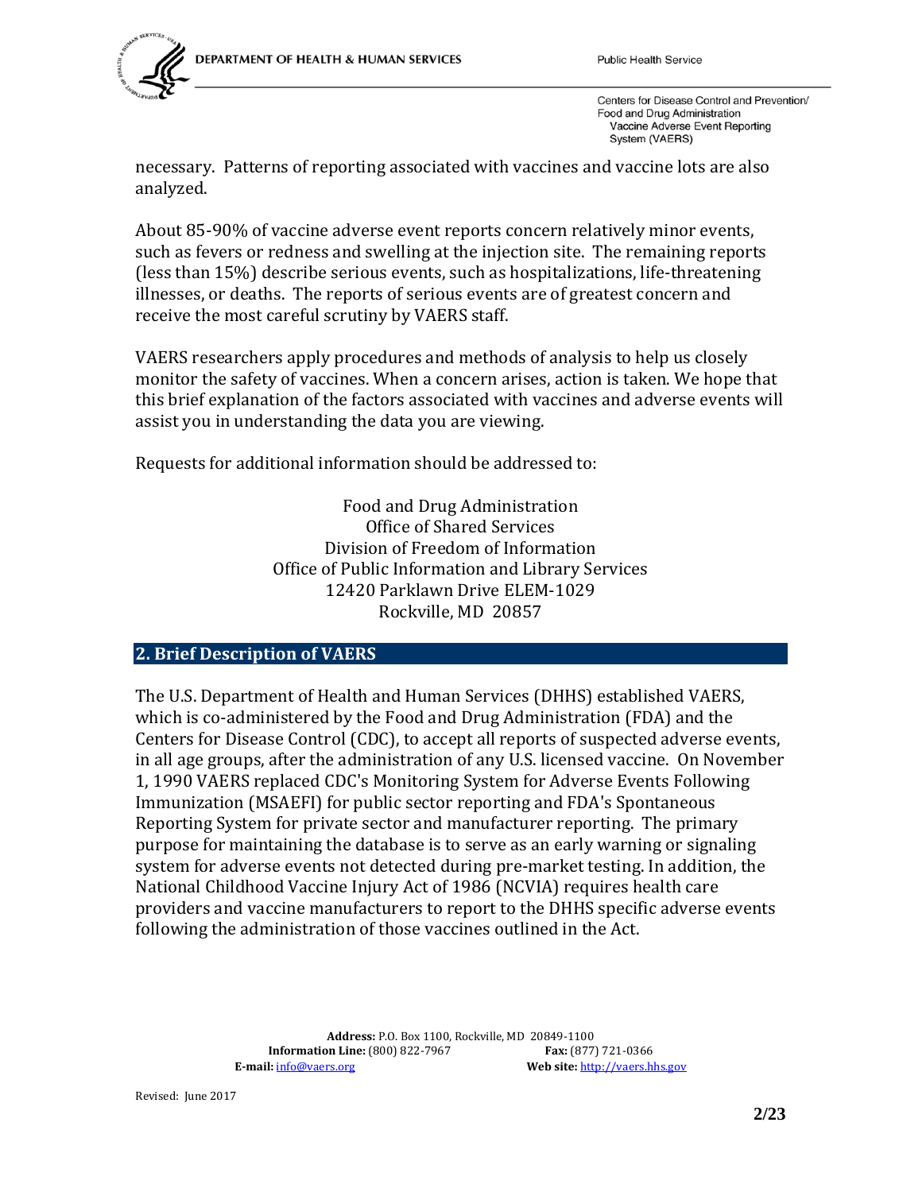necessary. Patterns of reporting associated with vaccines and vaccine lots are also analyzed.

About 85-90% of vaccine adverse event reports concern relatively minor events, such as fevers or redness and swelling at the injection site. The remaining reports (less than 15%) describe serious events, such as hospitalizations, life-threatening illnesses, or deaths. The reports of serious events are of greatest concern and receive the most careful scrutiny by VAERS staff.

VAERS researchers apply procedures and methods of analysis to help us closely monitor the safety of vaccines. When a concern arises, action is taken. We hope that this brief explanation of the factors associated with vaccines and adverse events will assist you in understanding the data you are viewing.

Requests for additional information should be addressed to:

Food and Drug Administration
Office of Shared Services
Division of Freedom of Information
Office of Public Information and Library Services
12420 Parklawn Drive ELEM-1029
Rockville, MD 20857

## 2. Brief Description of VAERS

The U.S. Department of Health and Human Services (DHHS) established VAERS, which is co-administered by the Food and Drug Administration (FDA) and the Centers for Disease Control (CDC), to accept all reports of suspected adverse events, in all age groups, after the administration of any U.S. licensed vaccine. On November 1, 1990 VAERS replaced CDC's Monitoring System for Adverse Events Following Immunization (MSAEFI) for public sector reporting and FDA's Spontaneous Reporting System for private sector and manufacturer reporting. The primary purpose for maintaining the database is to serve as an early warning or signaling system for adverse events not detected during pre-market testing. In addition, the National Childhood Vaccine Injury Act of 1986 (NCVIA) requires health care providers and vaccine manufacturers to report to the DHHS specific adverse events following the administration of those vaccines outlined in the Act.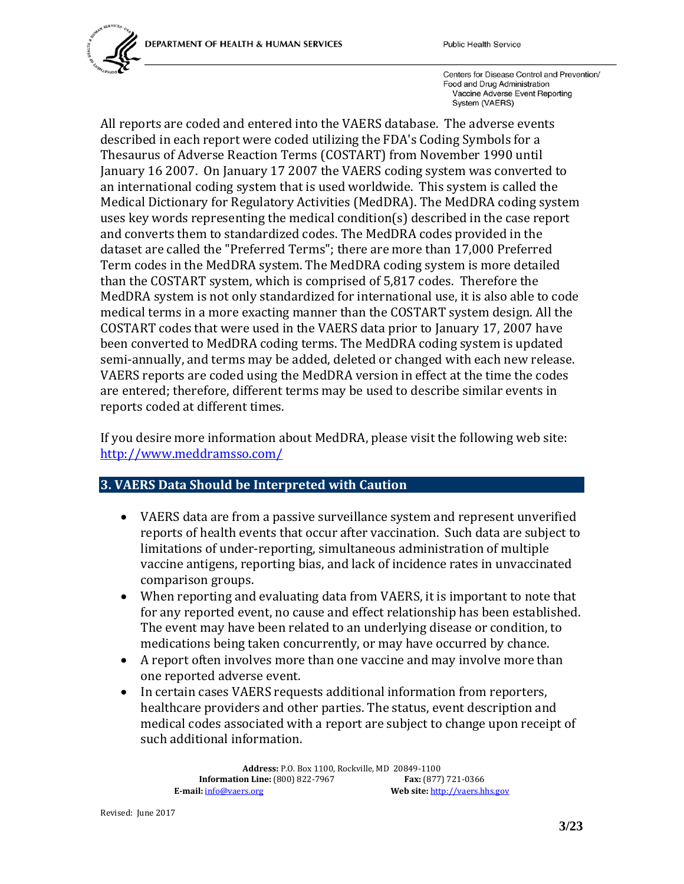All reports are coded and entered into the VAERS database. The adverse events described in each report were coded utilizing the FDA's Coding Symbols for a Thesaurus of Adverse Reaction Terms (COSTART) from November 1990 until January 16 2007. On January 17 2007 the VAERS coding system was converted to an international coding system that is used worldwide. This system is called the Medical Dictionary for Regulatory Activities (MedDRA). The MedDRA coding system uses key words representing the medical condition(s) described in the case report and converts them to standardized codes. The MedDRA codes provided in the dataset are called the "Preferred Terms"; there are more than 17,000 Preferred Term codes in the MedDRA system. The MedDRA coding system is more detailed than the COSTART system, which is comprised of 5,817 codes. Therefore the MedDRA system is not only standardized for international use, it is also able to code medical terms in a more exacting manner than the COSTART system design. All the COSTART codes that were used in the VAERS data prior to January 17, 2007 have been converted to MedDRA coding terms. The MedDRA coding system is updated semi-annually, and terms may be added, deleted or changed with each new release. VAERS reports are coded using the MedDRA version in effect at the time the codes are entered; therefore, different terms may be used to describe similar events in reports coded at different times.

If you desire more information about MedDRA, please visit the following web site: http://www.meddramsso.com/

## 3. VAERS Data Should be Interpreted with Caution

- VAERS data are from a passive surveillance system and represent unverified reports of health events that occur after vaccination. Such data are subject to limitations of under-reporting, simultaneous administration of multiple vaccine antigens, reporting bias, and lack of incidence rates in unvaccinated comparison groups.
- When reporting and evaluating data from VAERS, it is important to note that for any reported event, no cause and effect relationship has been established. The event may have been related to an underlying disease or condition, to medications being taken concurrently, or may have occurred by chance.
- A report often involves more than one vaccine and may involve more than one reported adverse event.
- In certain cases VAERS requests additional information from reporters, healthcare providers and other parties. The status, event description and medical codes associated with a report are subject to change upon receipt of such additional information.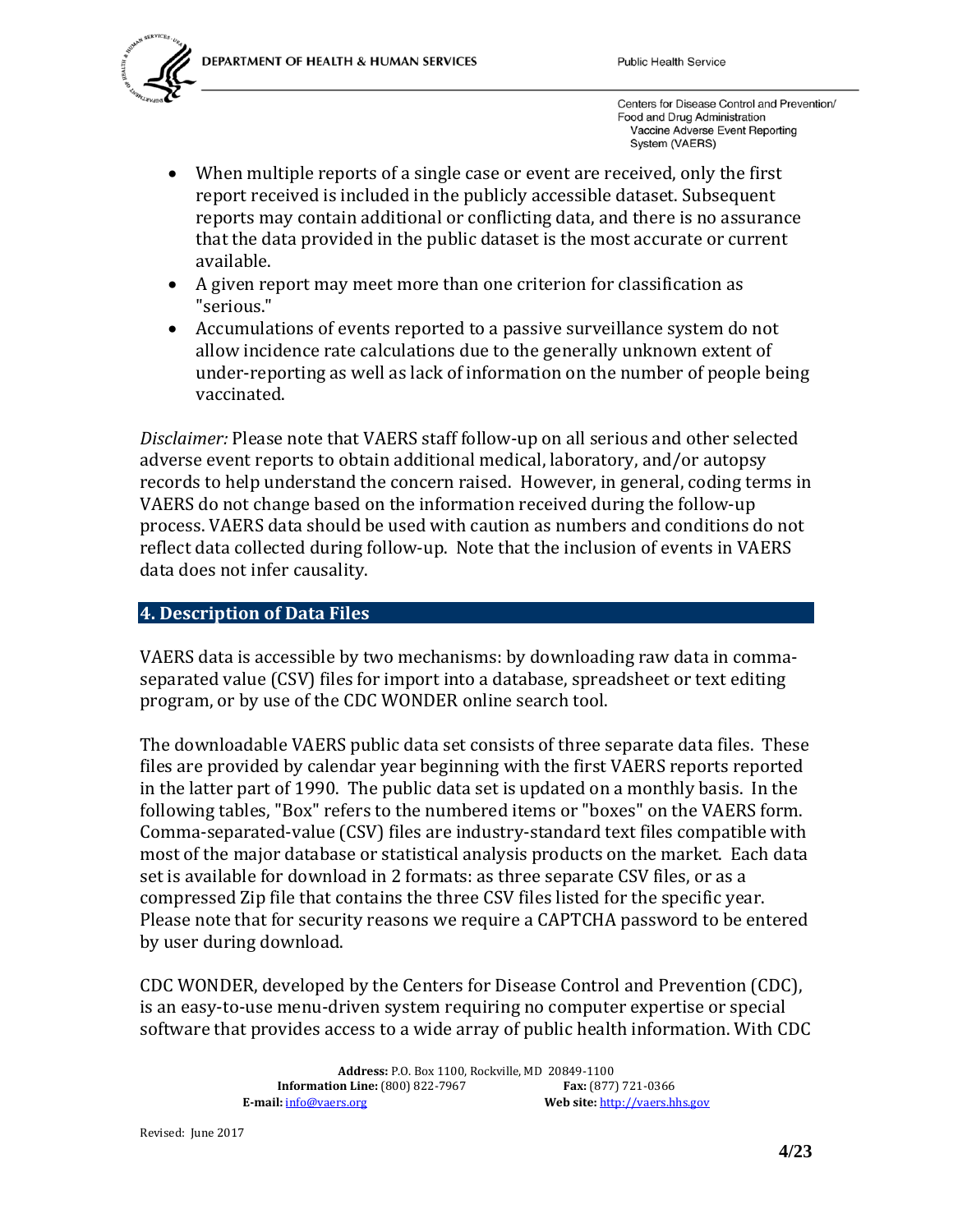- When multiple reports of a single case or event are received, only the first report received is included in the publicly accessible dataset. Subsequent reports may contain additional or conflicting data, and there is no assurance that the data provided in the public dataset is the most accurate or current available.
- A given report may meet more than one criterion for classification as "serious."
- Accumulations of events reported to a passive surveillance system do not allow incidence rate calculations due to the generally unknown extent of under-reporting as well as lack of information on the number of people being vaccinated.

*Disclaimer:* Please note that VAERS staff follow-up on all serious and other selected adverse event reports to obtain additional medical, laboratory, and/or autopsy records to help understand the concern raised. However, in general, coding terms in VAERS do not change based on the information received during the follow-up process. VAERS data should be used with caution as numbers and conditions do not reflect data collected during follow-up. Note that the inclusion of events in VAERS data does not infer causality.

## 4. Description of Data Files

VAERS data is accessible by two mechanisms: by downloading raw data in comma-separated value (CSV) files for import into a database, spreadsheet or text editing program, or by use of the CDC WONDER online search tool.

The downloadable VAERS public data set consists of three separate data files. These files are provided by calendar year beginning with the first VAERS reports reported in the latter part of 1990. The public data set is updated on a monthly basis. In the following tables, "Box" refers to the numbered items or "boxes" on the VAERS form. Comma-separated-value (CSV) files are industry-standard text files compatible with most of the major database or statistical analysis products on the market. Each data set is available for download in 2 formats: as three separate CSV files, or as a compressed Zip file that contains the three CSV files listed for the specific year. Please note that for security reasons we require a CAPTCHA password to be entered by user during download.

CDC WONDER, developed by the Centers for Disease Control and Prevention (CDC), is an easy-to-use menu-driven system requiring no computer expertise or special software that provides access to a wide array of public health information. With CDC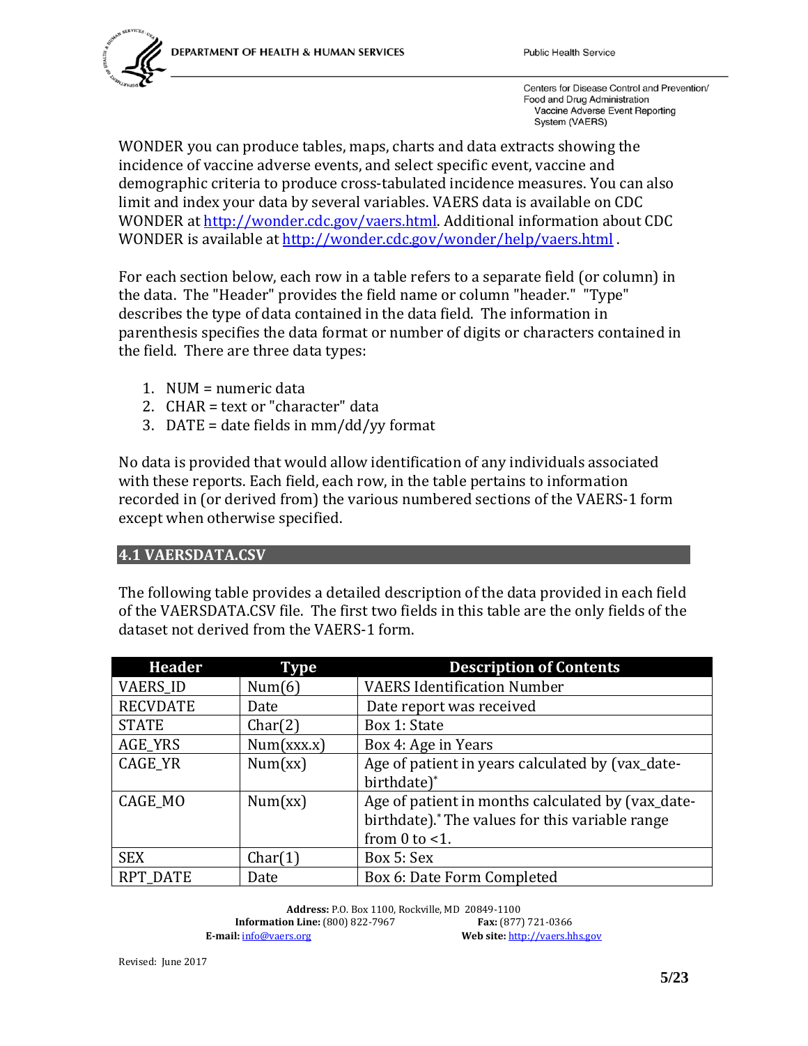WONDER you can produce tables, maps, charts and data extracts showing the incidence of vaccine adverse events, and select specific event, vaccine and demographic criteria to produce cross-tabulated incidence measures. You can also limit and index your data by several variables. VAERS data is available on CDC WONDER at http://wonder.cdc.gov/vaers.html. Additional information about CDC WONDER is available at http://wonder.cdc.gov/wonder/help/vaers.html .

For each section below, each row in a table refers to a separate field (or column) in the data. The "Header" provides the field name or column "header." "Type" describes the type of data contained in the data field. The information in parenthesis specifies the data format or number of digits or characters contained in the field. There are three data types:

1. NUM = numeric data
2. CHAR = text or "character" data
3. DATE = date fields in mm/dd/yy format

No data is provided that would allow identification of any individuals associated with these reports. Each field, each row, in the table pertains to information recorded in (or derived from) the various numbered sections of the VAERS-1 form except when otherwise specified.

## 4.1 VAERSDATA.CSV

The following table provides a detailed description of the data provided in each field of the VAERSDATA.CSV file. The first two fields in this table are the only fields of the dataset not derived from the VAERS-1 form.

| Header | Type | Description of Contents |
|---|---|---|
| VAERS_ID | Num(6) | VAERS Identification Number |
| RECVDATE | Date | Date report was received |
| STATE | Char(2) | Box 1: State |
| AGE_YRS | Num(xxx.x) | Box 4: Age in Years |
| CAGE_YR | Num(xx) | Age of patient in years calculated by (vax_date-birthdate)* |
| CAGE_MO | Num(xx) | Age of patient in months calculated by (vax_date-birthdate).* The values for this variable range from 0 to <1. |
| SEX | Char(1) | Box 5: Sex |
| RPT_DATE | Date | Box 6: Date Form Completed |

**Address:** P.O. Box 1100, Rockville, MD 20849-1100
**Information Line:** (800) 822-7967 **Fax:** (877) 721-0366
**E-mail:** info@vaers.org **Web site:** http://vaers.hhs.gov

Revised: June 2017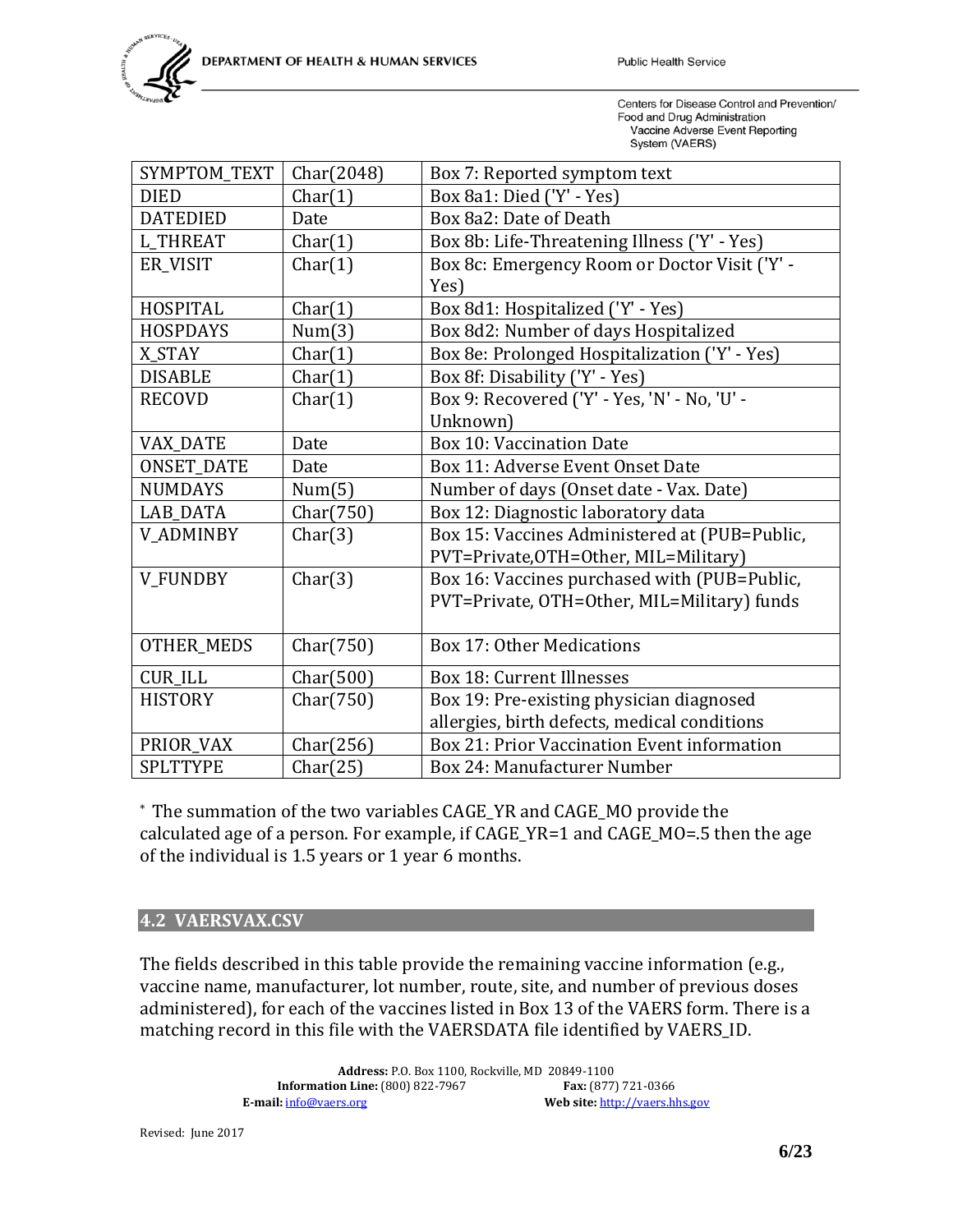| SYMPTOM_TEXT | Char(2048) | Box 7: Reported symptom text |
|---|---|---|
| DIED | Char(1) | Box 8a1: Died ('Y' - Yes) |
| DATEDIED | Date | Box 8a2: Date of Death |
| L_THREAT | Char(1) | Box 8b: Life-Threatening Illness ('Y' - Yes) |
| ER_VISIT | Char(1) | Box 8c: Emergency Room or Doctor Visit ('Y' - Yes) |
| HOSPITAL | Char(1) | Box 8d1: Hospitalized ('Y' - Yes) |
| HOSPDAYS | Num(3) | Box 8d2: Number of days Hospitalized |
| X_STAY | Char(1) | Box 8e: Prolonged Hospitalization ('Y' - Yes) |
| DISABLE | Char(1) | Box 8f: Disability ('Y' - Yes) |
| RECOVD | Char(1) | Box 9: Recovered ('Y' - Yes, 'N' - No, 'U' - Unknown) |
| VAX_DATE | Date | Box 10: Vaccination Date |
| ONSET_DATE | Date | Box 11: Adverse Event Onset Date |
| NUMDAYS | Num(5) | Number of days (Onset date - Vax. Date) |
| LAB_DATA | Char(750) | Box 12: Diagnostic laboratory data |
| V_ADMINBY | Char(3) | Box 15: Vaccines Administered at (PUB=Public, PVT=Private,OTH=Other, MIL=Military) |
| V_FUNDBY | Char(3) | Box 16: Vaccines purchased with (PUB=Public, PVT=Private, OTH=Other, MIL=Military) funds |
| OTHER_MEDS | Char(750) | Box 17: Other Medications |
| CUR_ILL | Char(500) | Box 18: Current Illnesses |
| HISTORY | Char(750) | Box 19: Pre-existing physician diagnosed allergies, birth defects, medical conditions |
| PRIOR_VAX | Char(256) | Box 21: Prior Vaccination Event information |
| SPLTTYPE | Char(25) | Box 24: Manufacturer Number |

* The summation of the two variables CAGE_YR and CAGE_MO provide the calculated age of a person. For example, if CAGE_YR=1 and CAGE_MO=.5 then the age of the individual is 1.5 years or 1 year 6 months.

## 4.2 VAERSVAX.CSV

The fields described in this table provide the remaining vaccine information (e.g., vaccine name, manufacturer, lot number, route, site, and number of previous doses administered), for each of the vaccines listed in Box 13 of the VAERS form. There is a matching record in this file with the VAERSDATA file identified by VAERS_ID.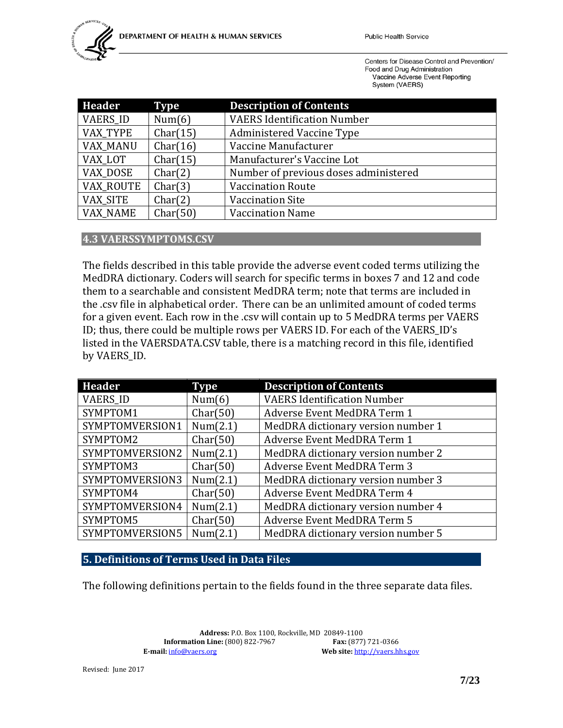| Header | Type | Description of Contents |
|---|---|---|
| VAERS_ID | Num(6) | VAERS Identification Number |
| VAX_TYPE | Char(15) | Administered Vaccine Type |
| VAX_MANU | Char(16) | Vaccine Manufacturer |
| VAX_LOT | Char(15) | Manufacturer's Vaccine Lot |
| VAX_DOSE | Char(2) | Number of previous doses administered |
| VAX_ROUTE | Char(3) | Vaccination Route |
| VAX_SITE | Char(2) | Vaccination Site |
| VAX_NAME | Char(50) | Vaccination Name |

### 4.3 VAERSSYMPTOMS.CSV

The fields described in this table provide the adverse event coded terms utilizing the MedDRA dictionary. Coders will search for specific terms in boxes 7 and 12 and code them to a searchable and consistent MedDRA term; note that terms are included in the .csv file in alphabetical order. There can be an unlimited amount of coded terms for a given event. Each row in the .csv will contain up to 5 MedDRA terms per VAERS ID; thus, there could be multiple rows per VAERS ID. For each of the VAERS_ID's listed in the VAERSDATA.CSV table, there is a matching record in this file, identified by VAERS_ID.

| Header | Type | Description of Contents |
|---|---|---|
| VAERS_ID | Num(6) | VAERS Identification Number |
| SYMPTOM1 | Char(50) | Adverse Event MedDRA Term 1 |
| SYMPTOMVERSION1 | Num(2.1) | MedDRA dictionary version number 1 |
| SYMPTOM2 | Char(50) | Adverse Event MedDRA Term 1 |
| SYMPTOMVERSION2 | Num(2.1) | MedDRA dictionary version number 2 |
| SYMPTOM3 | Char(50) | Adverse Event MedDRA Term 3 |
| SYMPTOMVERSION3 | Num(2.1) | MedDRA dictionary version number 3 |
| SYMPTOM4 | Char(50) | Adverse Event MedDRA Term 4 |
| SYMPTOMVERSION4 | Num(2.1) | MedDRA dictionary version number 4 |
| SYMPTOM5 | Char(50) | Adverse Event MedDRA Term 5 |
| SYMPTOMVERSION5 | Num(2.1) | MedDRA dictionary version number 5 |

## 5. Definitions of Terms Used in Data Files

The following definitions pertain to the fields found in the three separate data files.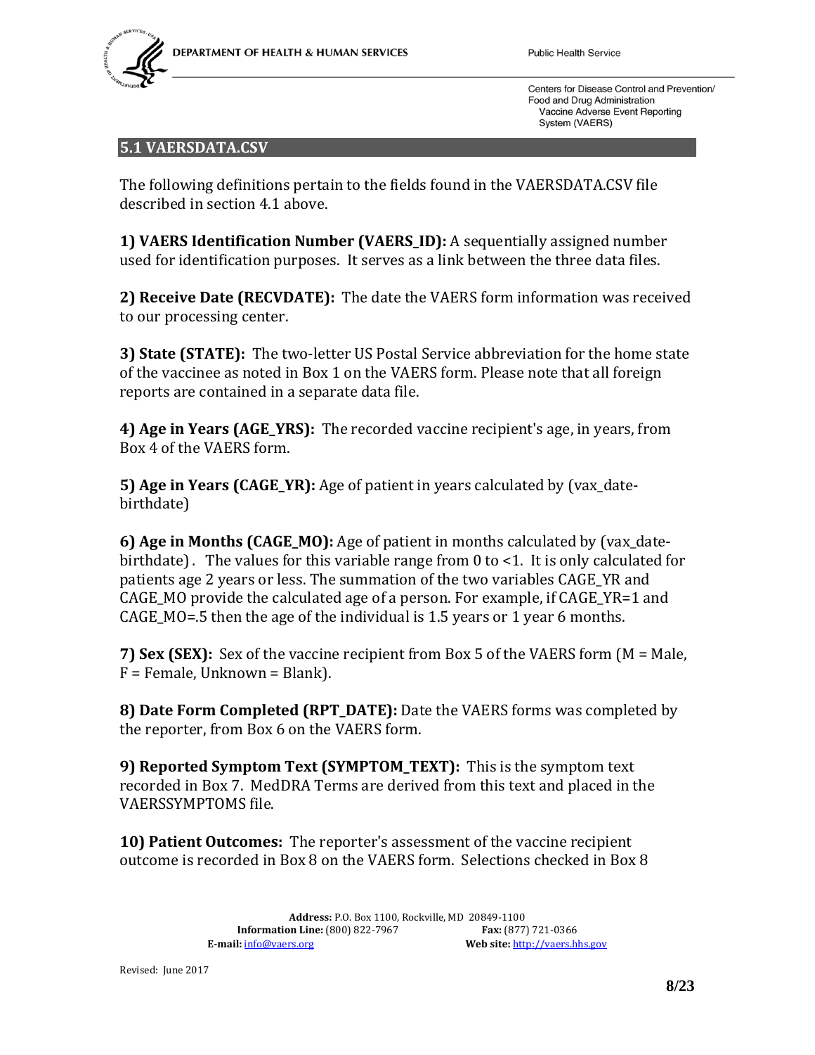## 5.1 VAERSDATA.CSV

The following definitions pertain to the fields found in the VAERSDATA.CSV file described in section 4.1 above.

**1) VAERS Identification Number (VAERS_ID):** A sequentially assigned number used for identification purposes. It serves as a link between the three data files.

**2) Receive Date (RECVDATE):** The date the VAERS form information was received to our processing center.

**3) State (STATE):** The two-letter US Postal Service abbreviation for the home state of the vaccinee as noted in Box 1 on the VAERS form. Please note that all foreign reports are contained in a separate data file.

**4) Age in Years (AGE_YRS):** The recorded vaccine recipient's age, in years, from Box 4 of the VAERS form.

**5) Age in Years (CAGE_YR):** Age of patient in years calculated by (vax_date-birthdate)

**6) Age in Months (CAGE_MO):** Age of patient in months calculated by (vax_date-birthdate). The values for this variable range from 0 to <1. It is only calculated for patients age 2 years or less. The summation of the two variables CAGE_YR and CAGE_MO provide the calculated age of a person. For example, if CAGE_YR=1 and CAGE_MO=.5 then the age of the individual is 1.5 years or 1 year 6 months.

**7) Sex (SEX):** Sex of the vaccine recipient from Box 5 of the VAERS form (M = Male, F = Female, Unknown = Blank).

**8) Date Form Completed (RPT_DATE):** Date the VAERS forms was completed by the reporter, from Box 6 on the VAERS form.

**9) Reported Symptom Text (SYMPTOM_TEXT):** This is the symptom text recorded in Box 7. MedDRA Terms are derived from this text and placed in the VAERSSYMPTOMS file.

**10) Patient Outcomes:** The reporter's assessment of the vaccine recipient outcome is recorded in Box 8 on the VAERS form. Selections checked in Box 8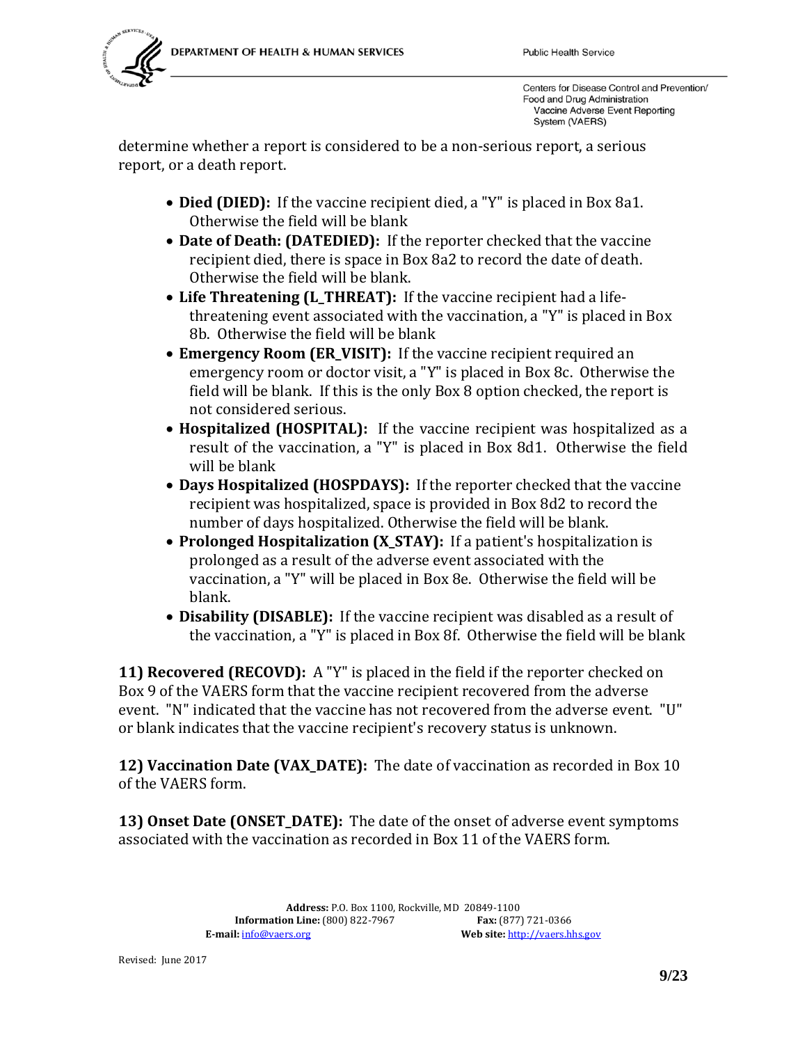determine whether a report is considered to be a non-serious report, a serious report, or a death report.

- **Died (DIED):** If the vaccine recipient died, a "Y" is placed in Box 8a1. Otherwise the field will be blank
- **Date of Death: (DATEDIED):** If the reporter checked that the vaccine recipient died, there is space in Box 8a2 to record the date of death. Otherwise the field will be blank.
- **Life Threatening (L_THREAT):** If the vaccine recipient had a life-threatening event associated with the vaccination, a "Y" is placed in Box 8b. Otherwise the field will be blank
- **Emergency Room (ER_VISIT):** If the vaccine recipient required an emergency room or doctor visit, a "Y" is placed in Box 8c. Otherwise the field will be blank. If this is the only Box 8 option checked, the report is not considered serious.
- **Hospitalized (HOSPITAL):** If the vaccine recipient was hospitalized as a result of the vaccination, a "Y" is placed in Box 8d1. Otherwise the field will be blank
- **Days Hospitalized (HOSPDAYS):** If the reporter checked that the vaccine recipient was hospitalized, space is provided in Box 8d2 to record the number of days hospitalized. Otherwise the field will be blank.
- **Prolonged Hospitalization (X_STAY):** If a patient's hospitalization is prolonged as a result of the adverse event associated with the vaccination, a "Y" will be placed in Box 8e. Otherwise the field will be blank.
- **Disability (DISABLE):** If the vaccine recipient was disabled as a result of the vaccination, a "Y" is placed in Box 8f. Otherwise the field will be blank

**11) Recovered (RECOVD):** A "Y" is placed in the field if the reporter checked on Box 9 of the VAERS form that the vaccine recipient recovered from the adverse event. "N" indicated that the vaccine has not recovered from the adverse event. "U" or blank indicates that the vaccine recipient's recovery status is unknown.

**12) Vaccination Date (VAX_DATE):** The date of vaccination as recorded in Box 10 of the VAERS form.

**13) Onset Date (ONSET_DATE):** The date of the onset of adverse event symptoms associated with the vaccination as recorded in Box 11 of the VAERS form.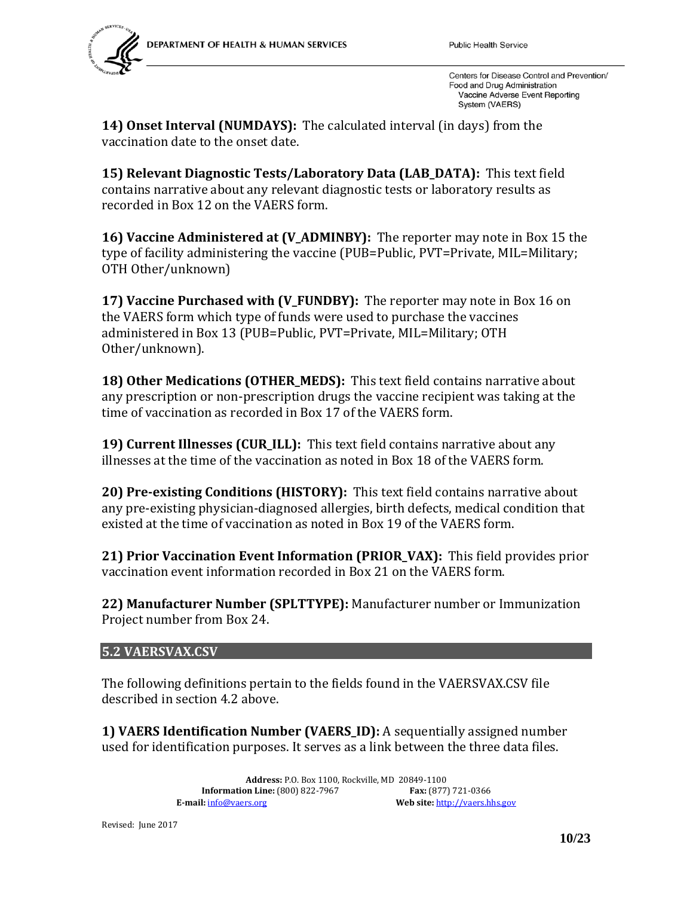**14) Onset Interval (NUMDAYS):** The calculated interval (in days) from the vaccination date to the onset date.

**15) Relevant Diagnostic Tests/Laboratory Data (LAB_DATA):** This text field contains narrative about any relevant diagnostic tests or laboratory results as recorded in Box 12 on the VAERS form.

**16) Vaccine Administered at (V_ADMINBY):** The reporter may note in Box 15 the type of facility administering the vaccine (PUB=Public, PVT=Private, MIL=Military; OTH Other/unknown)

**17) Vaccine Purchased with (V_FUNDBY):** The reporter may note in Box 16 on the VAERS form which type of funds were used to purchase the vaccines administered in Box 13 (PUB=Public, PVT=Private, MIL=Military; OTH Other/unknown).

**18) Other Medications (OTHER_MEDS):** This text field contains narrative about any prescription or non-prescription drugs the vaccine recipient was taking at the time of vaccination as recorded in Box 17 of the VAERS form.

**19) Current Illnesses (CUR_ILL):** This text field contains narrative about any illnesses at the time of the vaccination as noted in Box 18 of the VAERS form.

**20) Pre-existing Conditions (HISTORY):** This text field contains narrative about any pre-existing physician-diagnosed allergies, birth defects, medical condition that existed at the time of vaccination as noted in Box 19 of the VAERS form.

**21) Prior Vaccination Event Information (PRIOR_VAX):** This field provides prior vaccination event information recorded in Box 21 on the VAERS form.

**22) Manufacturer Number (SPLTTYPE):** Manufacturer number or Immunization Project number from Box 24.

## 5.2 VAERSVAX.CSV

The following definitions pertain to the fields found in the VAERSVAX.CSV file described in section 4.2 above.

**1) VAERS Identification Number (VAERS_ID):** A sequentially assigned number used for identification purposes. It serves as a link between the three data files.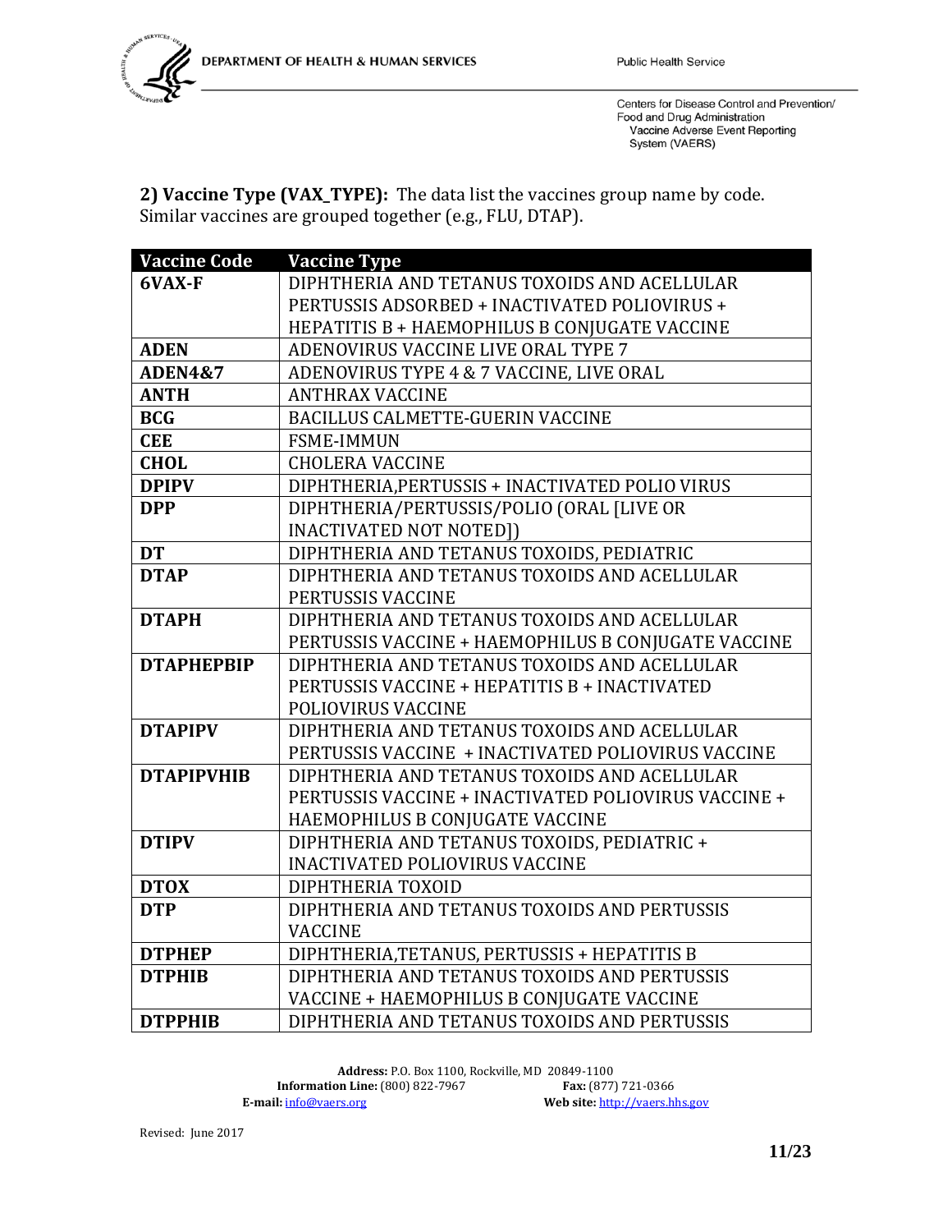**2) Vaccine Type (VAX_TYPE):** The data list the vaccines group name by code. Similar vaccines are grouped together (e.g., FLU, DTAP).

| Vaccine Code | Vaccine Type |
|---|---|
| **6VAX-F** | DIPHTHERIA AND TETANUS TOXOIDS AND ACELLULAR PERTUSSIS ADSORBED + INACTIVATED POLIOVIRUS + HEPATITIS B + HAEMOPHILUS B CONJUGATE VACCINE |
| **ADEN** | ADENOVIRUS VACCINE LIVE ORAL TYPE 7 |
| **ADEN4&7** | ADENOVIRUS TYPE 4 & 7 VACCINE, LIVE ORAL |
| **ANTH** | ANTHRAX VACCINE |
| **BCG** | BACILLUS CALMETTE-GUERIN VACCINE |
| **CEE** | FSME-IMMUN |
| **CHOL** | CHOLERA VACCINE |
| **DPIPV** | DIPHTHERIA,PERTUSSIS + INACTIVATED POLIO VIRUS |
| **DPP** | DIPHTHERIA/PERTUSSIS/POLIO (ORAL [LIVE OR INACTIVATED NOT NOTED]) |
| **DT** | DIPHTHERIA AND TETANUS TOXOIDS, PEDIATRIC |
| **DTAP** | DIPHTHERIA AND TETANUS TOXOIDS AND ACELLULAR PERTUSSIS VACCINE |
| **DTAPH** | DIPHTHERIA AND TETANUS TOXOIDS AND ACELLULAR PERTUSSIS VACCINE + HAEMOPHILUS B CONJUGATE VACCINE |
| **DTAPHEPBIP** | DIPHTHERIA AND TETANUS TOXOIDS AND ACELLULAR PERTUSSIS VACCINE + HEPATITIS B + INACTIVATED POLIOVIRUS VACCINE |
| **DTAPIPV** | DIPHTHERIA AND TETANUS TOXOIDS AND ACELLULAR PERTUSSIS VACCINE + INACTIVATED POLIOVIRUS VACCINE |
| **DTAPIPVHIB** | DIPHTHERIA AND TETANUS TOXOIDS AND ACELLULAR PERTUSSIS VACCINE + INACTIVATED POLIOVIRUS VACCINE + HAEMOPHILUS B CONJUGATE VACCINE |
| **DTIPV** | DIPHTHERIA AND TETANUS TOXOIDS, PEDIATRIC + INACTIVATED POLIOVIRUS VACCINE |
| **DTOX** | DIPHTHERIA TOXOID |
| **DTP** | DIPHTHERIA AND TETANUS TOXOIDS AND PERTUSSIS VACCINE |
| **DTPHEP** | DIPHTHERIA,TETANUS, PERTUSSIS + HEPATITIS B |
| **DTPHIB** | DIPHTHERIA AND TETANUS TOXOIDS AND PERTUSSIS VACCINE + HAEMOPHILUS B CONJUGATE VACCINE |
| **DTPPHIB** | DIPHTHERIA AND TETANUS TOXOIDS AND PERTUSSIS |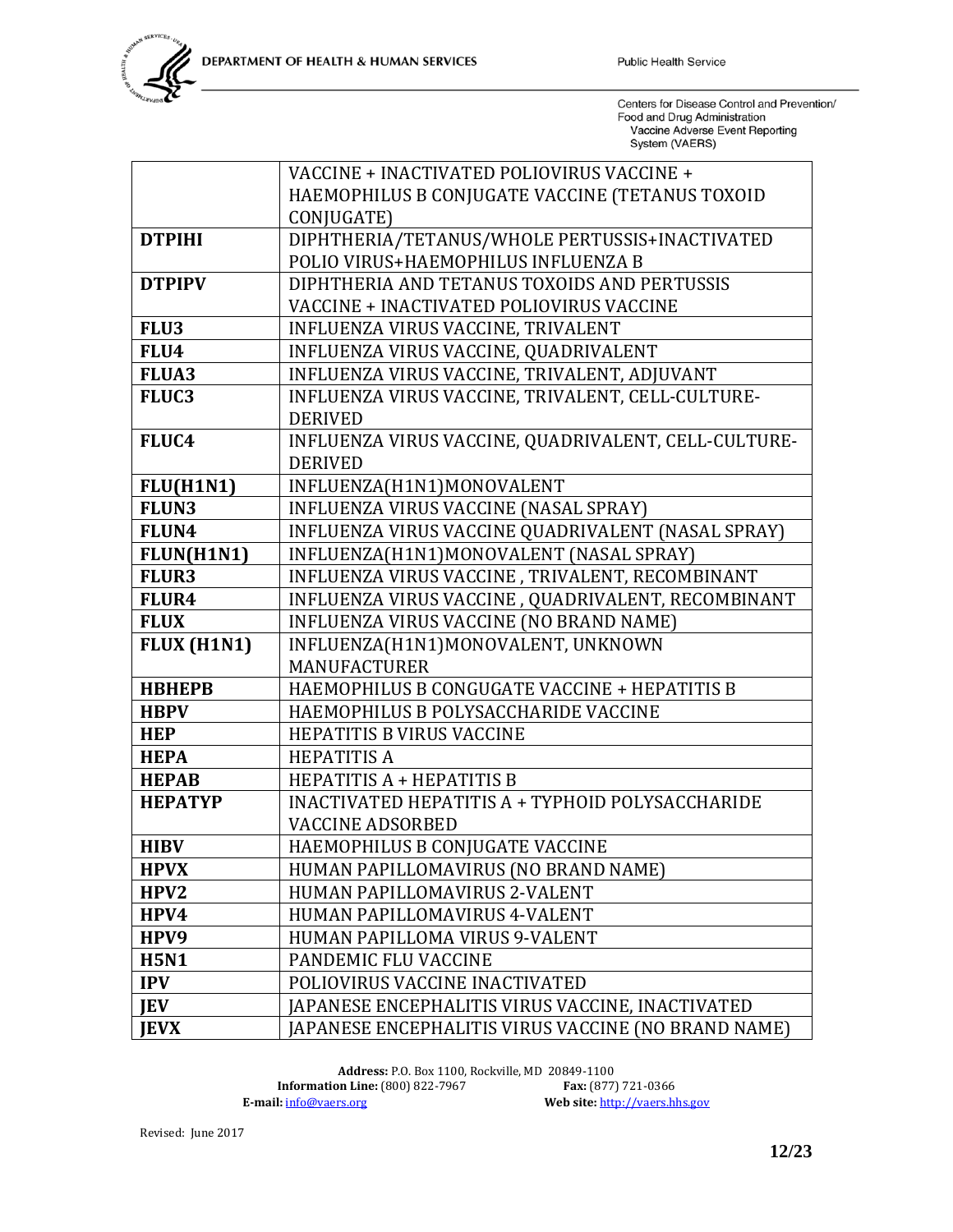| | |
|---|---|
| | VACCINE + INACTIVATED POLIOVIRUS VACCINE + HAEMOPHILUS B CONJUGATE VACCINE (TETANUS TOXOID CONJUGATE) |
| **DTPIHI** | DIPHTHERIA/TETANUS/WHOLE PERTUSSIS+INACTIVATED POLIO VIRUS+HAEMOPHILUS INFLUENZA B |
| **DTPIPV** | DIPHTHERIA AND TETANUS TOXOIDS AND PERTUSSIS VACCINE + INACTIVATED POLIOVIRUS VACCINE |
| **FLU3** | INFLUENZA VIRUS VACCINE, TRIVALENT |
| **FLU4** | INFLUENZA VIRUS VACCINE, QUADRIVALENT |
| **FLUA3** | INFLUENZA VIRUS VACCINE, TRIVALENT, ADJUVANT |
| **FLUC3** | INFLUENZA VIRUS VACCINE, TRIVALENT, CELL-CULTURE-DERIVED |
| **FLUC4** | INFLUENZA VIRUS VACCINE, QUADRIVALENT, CELL-CULTURE-DERIVED |
| **FLU(H1N1)** | INFLUENZA(H1N1)MONOVALENT |
| **FLUN3** | INFLUENZA VIRUS VACCINE (NASAL SPRAY) |
| **FLUN4** | INFLUENZA VIRUS VACCINE QUADRIVALENT (NASAL SPRAY) |
| **FLUN(H1N1)** | INFLUENZA(H1N1)MONOVALENT (NASAL SPRAY) |
| **FLUR3** | INFLUENZA VIRUS VACCINE , TRIVALENT, RECOMBINANT |
| **FLUR4** | INFLUENZA VIRUS VACCINE , QUADRIVALENT, RECOMBINANT |
| **FLUX** | INFLUENZA VIRUS VACCINE (NO BRAND NAME) |
| **FLUX (H1N1)** | INFLUENZA(H1N1)MONOVALENT, UNKNOWN MANUFACTURER |
| **HBHEPB** | HAEMOPHILUS B CONGUGATE VACCINE + HEPATITIS B |
| **HBPV** | HAEMOPHILUS B POLYSACCHARIDE VACCINE |
| **HEP** | HEPATITIS B VIRUS VACCINE |
| **HEPA** | HEPATITIS A |
| **HEPAB** | HEPATITIS A + HEPATITIS B |
| **HEPATYP** | INACTIVATED HEPATITIS A + TYPHOID POLYSACCHARIDE VACCINE ADSORBED |
| **HIBV** | HAEMOPHILUS B CONJUGATE VACCINE |
| **HPVX** | HUMAN PAPILLOMAVIRUS (NO BRAND NAME) |
| **HPV2** | HUMAN PAPILLOMAVIRUS 2-VALENT |
| **HPV4** | HUMAN PAPILLOMAVIRUS 4-VALENT |
| **HPV9** | HUMAN PAPILLOMA VIRUS 9-VALENT |
| **H5N1** | PANDEMIC FLU VACCINE |
| **IPV** | POLIOVIRUS VACCINE INACTIVATED |
| **JEV** | JAPANESE ENCEPHALITIS VIRUS VACCINE, INACTIVATED |
| **JEVX** | JAPANESE ENCEPHALITIS VIRUS VACCINE (NO BRAND NAME) |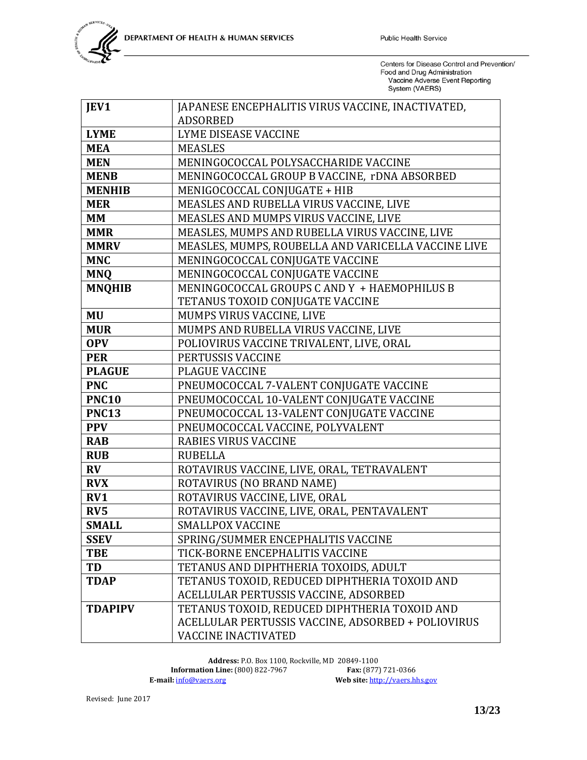| **JEV1** | JAPANESE ENCEPHALITIS VIRUS VACCINE, INACTIVATED, ADSORBED |
|---|---|
| **LYME** | LYME DISEASE VACCINE |
| **MEA** | MEASLES |
| **MEN** | MENINGOCOCCAL POLYSACCHARIDE VACCINE |
| **MENB** | MENINGOCOCCAL GROUP B VACCINE, rDNA ABSORBED |
| **MENHIB** | MENIGOCOCCAL CONJUGATE + HIB |
| **MER** | MEASLES AND RUBELLA VIRUS VACCINE, LIVE |
| **MM** | MEASLES AND MUMPS VIRUS VACCINE, LIVE |
| **MMR** | MEASLES, MUMPS AND RUBELLA VIRUS VACCINE, LIVE |
| **MMRV** | MEASLES, MUMPS, ROUBELLA AND VARICELLA VACCINE LIVE |
| **MNC** | MENINGOCOCCAL CONJUGATE VACCINE |
| **MNQ** | MENINGOCOCCAL CONJUGATE VACCINE |
| **MNQHIB** | MENINGOCOCCAL GROUPS C AND Y + HAEMOPHILUS B TETANUS TOXOID CONJUGATE VACCINE |
| **MU** | MUMPS VIRUS VACCINE, LIVE |
| **MUR** | MUMPS AND RUBELLA VIRUS VACCINE, LIVE |
| **OPV** | POLIOVIRUS VACCINE TRIVALENT, LIVE, ORAL |
| **PER** | PERTUSSIS VACCINE |
| **PLAGUE** | PLAGUE VACCINE |
| **PNC** | PNEUMOCOCCAL 7-VALENT CONJUGATE VACCINE |
| **PNC10** | PNEUMOCOCCAL 10-VALENT CONJUGATE VACCINE |
| **PNC13** | PNEUMOCOCCAL 13-VALENT CONJUGATE VACCINE |
| **PPV** | PNEUMOCOCCAL VACCINE, POLYVALENT |
| **RAB** | RABIES VIRUS VACCINE |
| **RUB** | RUBELLA |
| **RV** | ROTAVIRUS VACCINE, LIVE, ORAL, TETRAVALENT |
| **RVX** | ROTAVIRUS (NO BRAND NAME) |
| **RV1** | ROTAVIRUS VACCINE, LIVE, ORAL |
| **RV5** | ROTAVIRUS VACCINE, LIVE, ORAL, PENTAVALENT |
| **SMALL** | SMALLPOX VACCINE |
| **SSEV** | SPRING/SUMMER ENCEPHALITIS VACCINE |
| **TBE** | TICK-BORNE ENCEPHALITIS VACCINE |
| **TD** | TETANUS AND DIPHTHERIA TOXOIDS, ADULT |
| **TDAP** | TETANUS TOXOID, REDUCED DIPHTHERIA TOXOID AND ACELLULAR PERTUSSIS VACCINE, ADSORBED |
| **TDAPIPV** | TETANUS TOXOID, REDUCED DIPHTHERIA TOXOID AND ACELLULAR PERTUSSIS VACCINE, ADSORBED + POLIOVIRUS VACCINE INACTIVATED |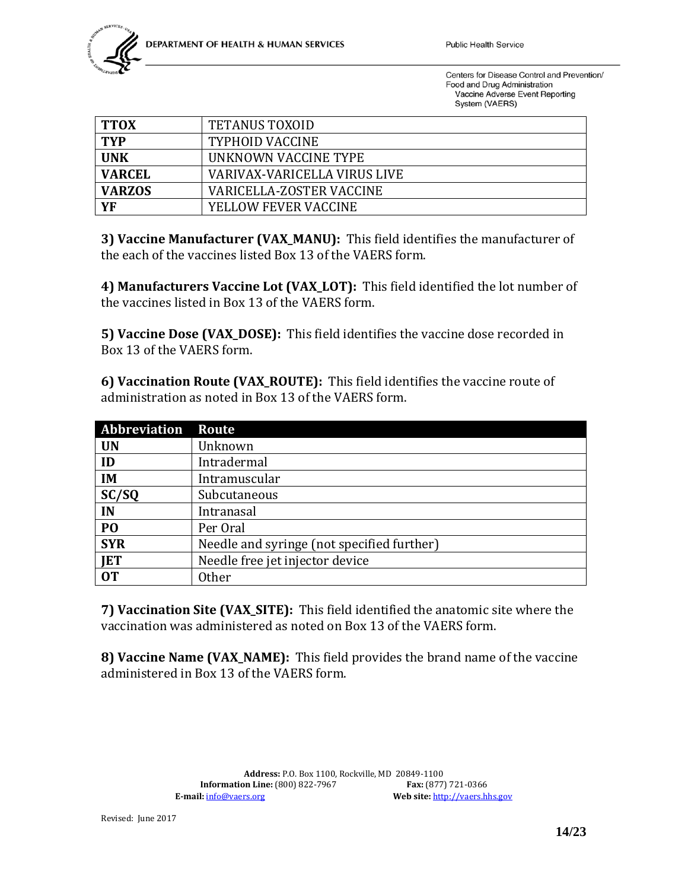| TTOX | TETANUS TOXOID |
|---|---|
| TYP | TYPHOID VACCINE |
| UNK | UNKNOWN VACCINE TYPE |
| VARCEL | VARIVAX-VARICELLA VIRUS LIVE |
| VARZOS | VARICELLA-ZOSTER VACCINE |
| YF | YELLOW FEVER VACCINE |

**3) Vaccine Manufacturer (VAX_MANU):** This field identifies the manufacturer of the each of the vaccines listed Box 13 of the VAERS form.

**4) Manufacturers Vaccine Lot (VAX_LOT):** This field identified the lot number of the vaccines listed in Box 13 of the VAERS form.

**5) Vaccine Dose (VAX_DOSE):** This field identifies the vaccine dose recorded in Box 13 of the VAERS form.

**6) Vaccination Route (VAX_ROUTE):** This field identifies the vaccine route of administration as noted in Box 13 of the VAERS form.

| Abbreviation | Route |
|---|---|
| UN | Unknown |
| ID | Intradermal |
| IM | Intramuscular |
| SC/SQ | Subcutaneous |
| IN | Intranasal |
| PO | Per Oral |
| SYR | Needle and syringe (not specified further) |
| JET | Needle free jet injector device |
| OT | Other |

**7) Vaccination Site (VAX_SITE):** This field identified the anatomic site where the vaccination was administered as noted on Box 13 of the VAERS form.

**8) Vaccine Name (VAX_NAME):** This field provides the brand name of the vaccine administered in Box 13 of the VAERS form.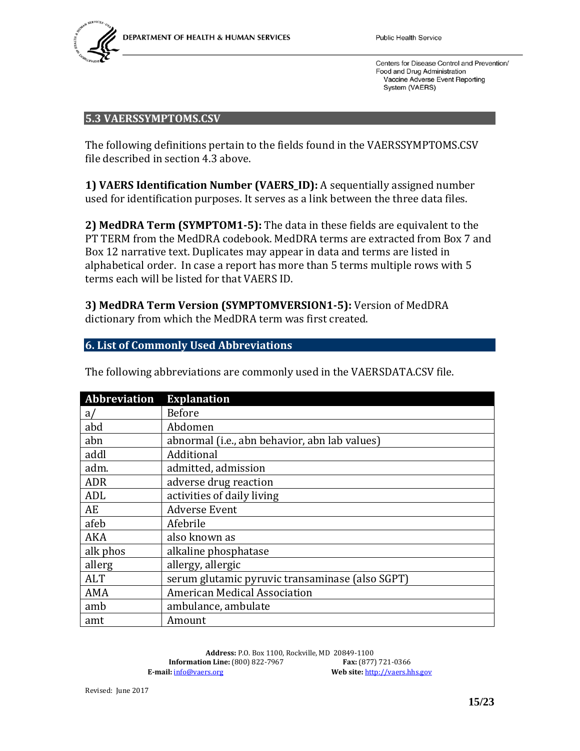## 5.3 VAERSSYMPTOMS.CSV

The following definitions pertain to the fields found in the VAERSSYMPTOMS.CSV file described in section 4.3 above.

**1) VAERS Identification Number (VAERS_ID):** A sequentially assigned number used for identification purposes. It serves as a link between the three data files.

**2) MedDRA Term (SYMPTOM1-5):** The data in these fields are equivalent to the PT TERM from the MedDRA codebook. MedDRA terms are extracted from Box 7 and Box 12 narrative text. Duplicates may appear in data and terms are listed in alphabetical order. In case a report has more than 5 terms multiple rows with 5 terms each will be listed for that VAERS ID.

**3) MedDRA Term Version (SYMPTOMVERSION1-5):** Version of MedDRA dictionary from which the MedDRA term was first created.

## 6. List of Commonly Used Abbreviations

The following abbreviations are commonly used in the VAERSDATA.CSV file.

| Abbreviation | Explanation |
|---|---|
| a/ | Before |
| abd | Abdomen |
| abn | abnormal (i.e., abn behavior, abn lab values) |
| addl | Additional |
| adm. | admitted, admission |
| ADR | adverse drug reaction |
| ADL | activities of daily living |
| AE | Adverse Event |
| afeb | Afebrile |
| AKA | also known as |
| alk phos | alkaline phosphatase |
| allerg | allergy, allergic |
| ALT | serum glutamic pyruvic transaminase (also SGPT) |
| AMA | American Medical Association |
| amb | ambulance, ambulate |
| amt | Amount |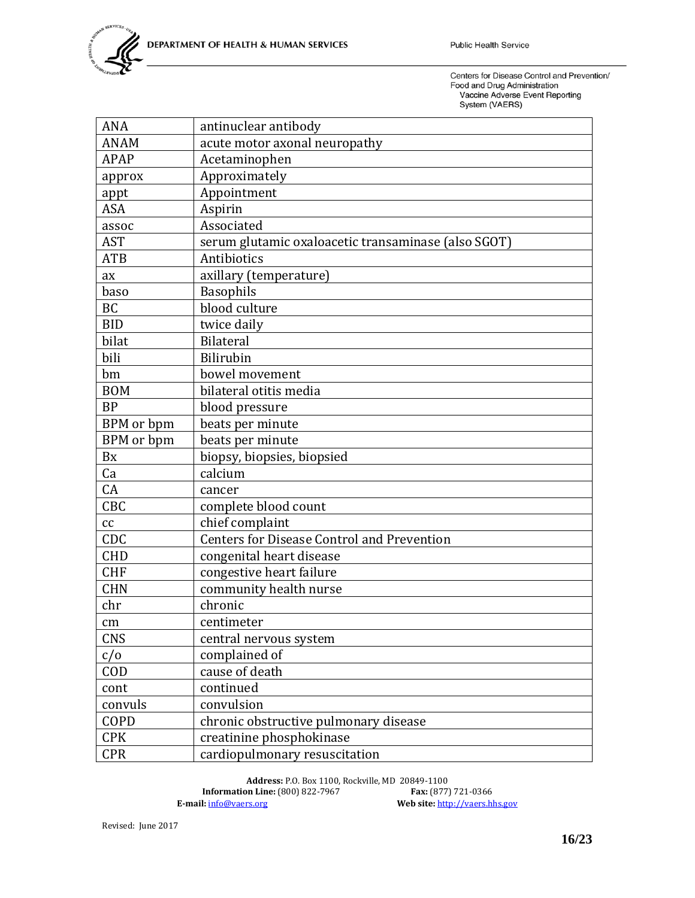| ANA | antinuclear antibody |
|---|---|
| ANAM | acute motor axonal neuropathy |
| APAP | Acetaminophen |
| approx | Approximately |
| appt | Appointment |
| ASA | Aspirin |
| assoc | Associated |
| AST | serum glutamic oxaloacetic transaminase (also SGOT) |
| ATB | Antibiotics |
| ax | axillary (temperature) |
| baso | Basophils |
| BC | blood culture |
| BID | twice daily |
| bilat | Bilateral |
| bili | Bilirubin |
| bm | bowel movement |
| BOM | bilateral otitis media |
| BP | blood pressure |
| BPM or bpm | beats per minute |
| BPM or bpm | beats per minute |
| Bx | biopsy, biopsies, biopsied |
| Ca | calcium |
| CA | cancer |
| CBC | complete blood count |
| cc | chief complaint |
| CDC | Centers for Disease Control and Prevention |
| CHD | congenital heart disease |
| CHF | congestive heart failure |
| CHN | community health nurse |
| chr | chronic |
| cm | centimeter |
| CNS | central nervous system |
| c/o | complained of |
| COD | cause of death |
| cont | continued |
| convuls | convulsion |
| COPD | chronic obstructive pulmonary disease |
| CPK | creatinine phosphokinase |
| CPR | cardiopulmonary resuscitation |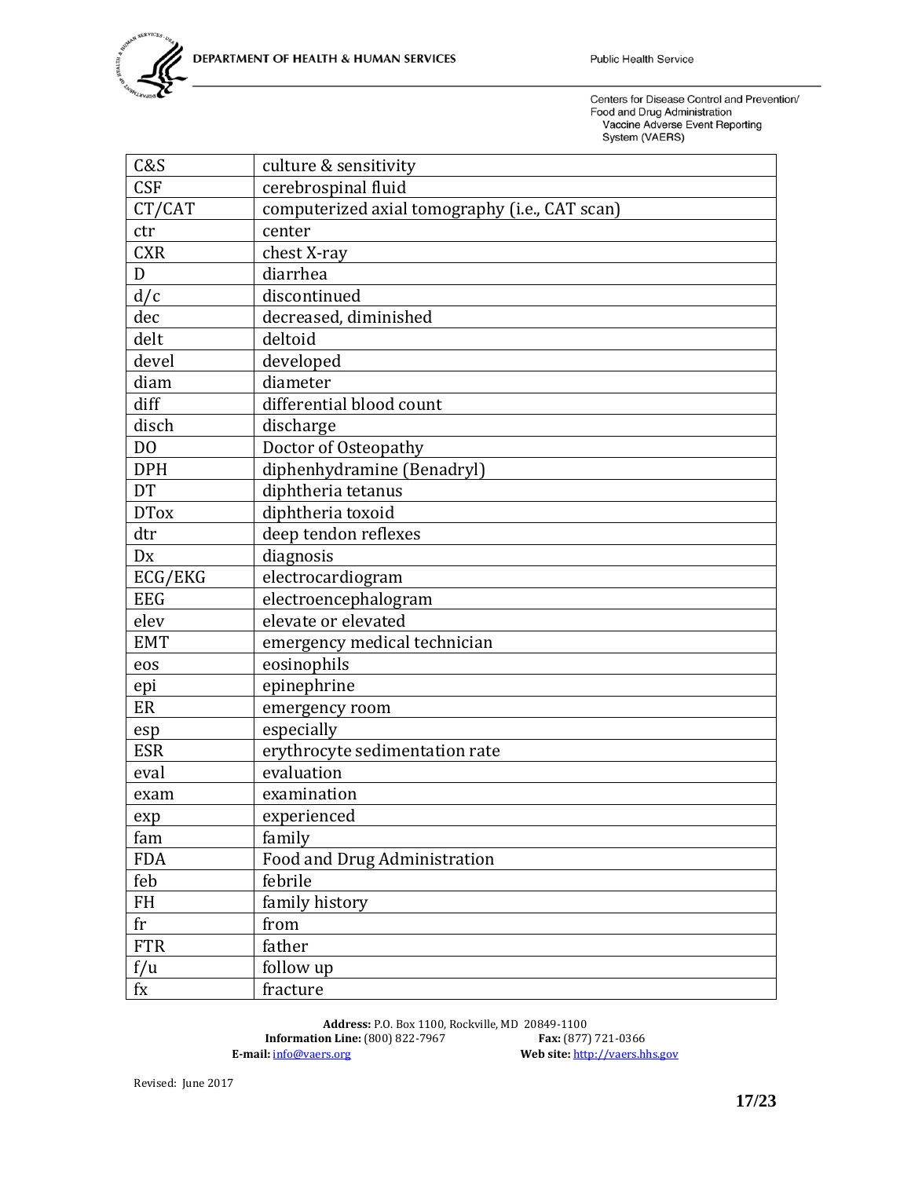| C&S | culture & sensitivity |
|---|---|
| CSF | cerebrospinal fluid |
| CT/CAT | computerized axial tomography (i.e., CAT scan) |
| ctr | center |
| CXR | chest X-ray |
| D | diarrhea |
| d/c | discontinued |
| dec | decreased, diminished |
| delt | deltoid |
| devel | developed |
| diam | diameter |
| diff | differential blood count |
| disch | discharge |
| DO | Doctor of Osteopathy |
| DPH | diphenhydramine (Benadryl) |
| DT | diphtheria tetanus |
| DTox | diphtheria toxoid |
| dtr | deep tendon reflexes |
| Dx | diagnosis |
| ECG/EKG | electrocardiogram |
| EEG | electroencephalogram |
| elev | elevate or elevated |
| EMT | emergency medical technician |
| eos | eosinophils |
| epi | epinephrine |
| ER | emergency room |
| esp | especially |
| ESR | erythrocyte sedimentation rate |
| eval | evaluation |
| exam | examination |
| exp | experienced |
| fam | family |
| FDA | Food and Drug Administration |
| feb | febrile |
| FH | family history |
| fr | from |
| FTR | father |
| f/u | follow up |
| fx | fracture |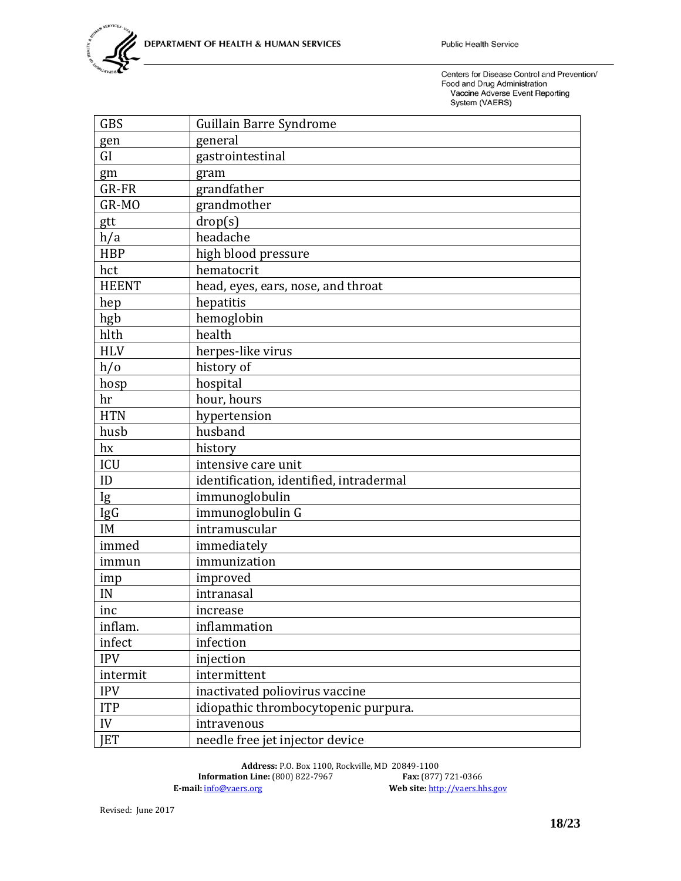| GBS | Guillain Barre Syndrome |
|---|---|
| gen | general |
| GI | gastrointestinal |
| gm | gram |
| GR-FR | grandfather |
| GR-MO | grandmother |
| gtt | drop(s) |
| h/a | headache |
| HBP | high blood pressure |
| hct | hematocrit |
| HEENT | head, eyes, ears, nose, and throat |
| hep | hepatitis |
| hgb | hemoglobin |
| hlth | health |
| HLV | herpes-like virus |
| h/o | history of |
| hosp | hospital |
| hr | hour, hours |
| HTN | hypertension |
| husb | husband |
| hx | history |
| ICU | intensive care unit |
| ID | identification, identified, intradermal |
| Ig | immunoglobulin |
| IgG | immunoglobulin G |
| IM | intramuscular |
| immed | immediately |
| immun | immunization |
| imp | improved |
| IN | intranasal |
| inc | increase |
| inflam. | inflammation |
| infect | infection |
| IPV | injection |
| intermit | intermittent |
| IPV | inactivated poliovirus vaccine |
| ITP | idiopathic thrombocytopenic purpura. |
| IV | intravenous |
| JET | needle free jet injector device |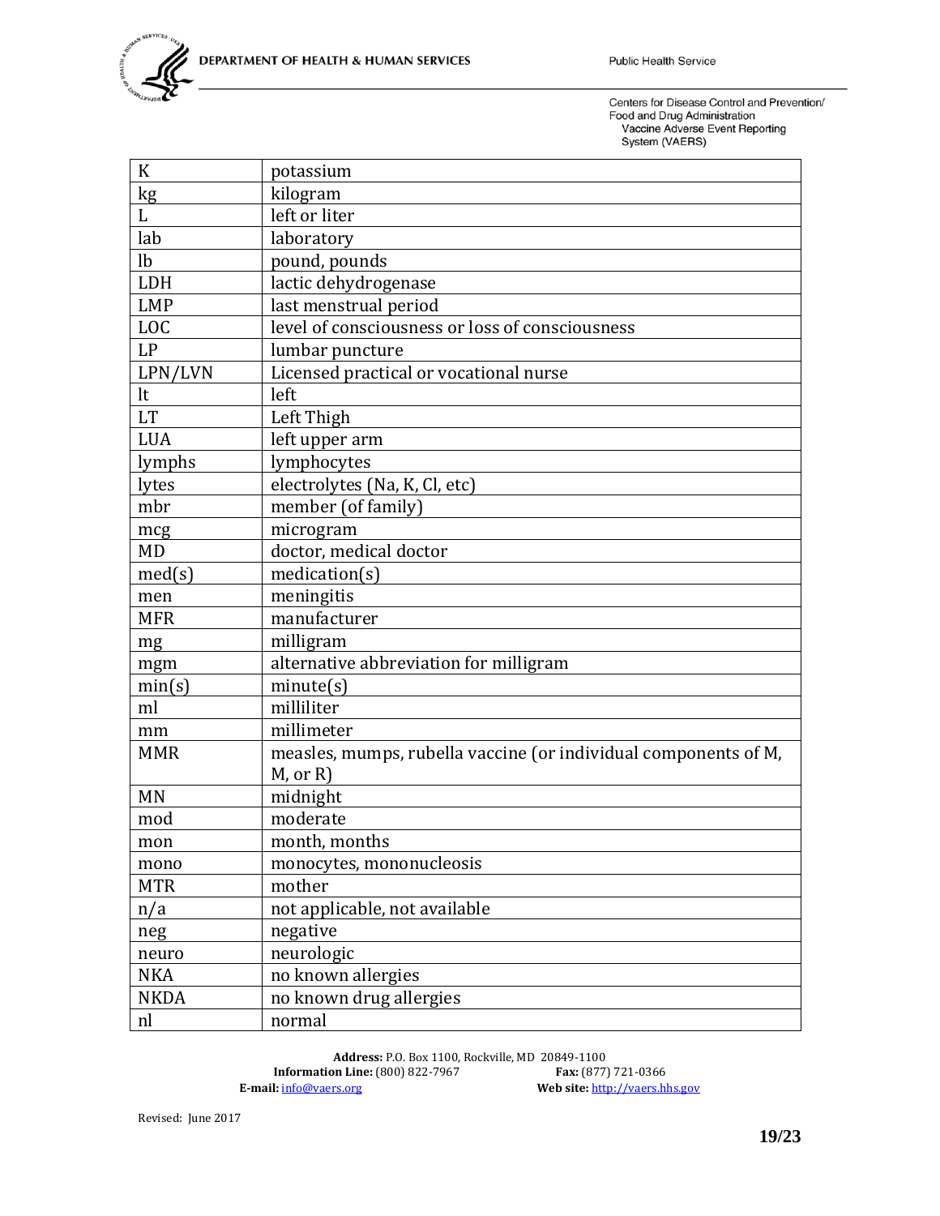| K | potassium |
|---|---|
| kg | kilogram |
| L | left or liter |
| lab | laboratory |
| lb | pound, pounds |
| LDH | lactic dehydrogenase |
| LMP | last menstrual period |
| LOC | level of consciousness or loss of consciousness |
| LP | lumbar puncture |
| LPN/LVN | Licensed practical or vocational nurse |
| lt | left |
| LT | Left Thigh |
| LUA | left upper arm |
| lymphs | lymphocytes |
| lytes | electrolytes (Na, K, Cl, etc) |
| mbr | member (of family) |
| mcg | microgram |
| MD | doctor, medical doctor |
| med(s) | medication(s) |
| men | meningitis |
| MFR | manufacturer |
| mg | milligram |
| mgm | alternative abbreviation for milligram |
| min(s) | minute(s) |
| ml | milliliter |
| mm | millimeter |
| MMR | measles, mumps, rubella vaccine (or individual components of M, M, or R) |
| MN | midnight |
| mod | moderate |
| mon | month, months |
| mono | monocytes, mononucleosis |
| MTR | mother |
| n/a | not applicable, not available |
| neg | negative |
| neuro | neurologic |
| NKA | no known allergies |
| NKDA | no known drug allergies |
| nl | normal |

**Address:** P.O. Box 1100, Rockville, MD 20849-1100
**Information Line:** (800) 822-7967 **Fax:** (877) 721-0366
**E-mail:** info@vaers.org **Web site:** http://vaers.hhs.gov

Revised: June 2017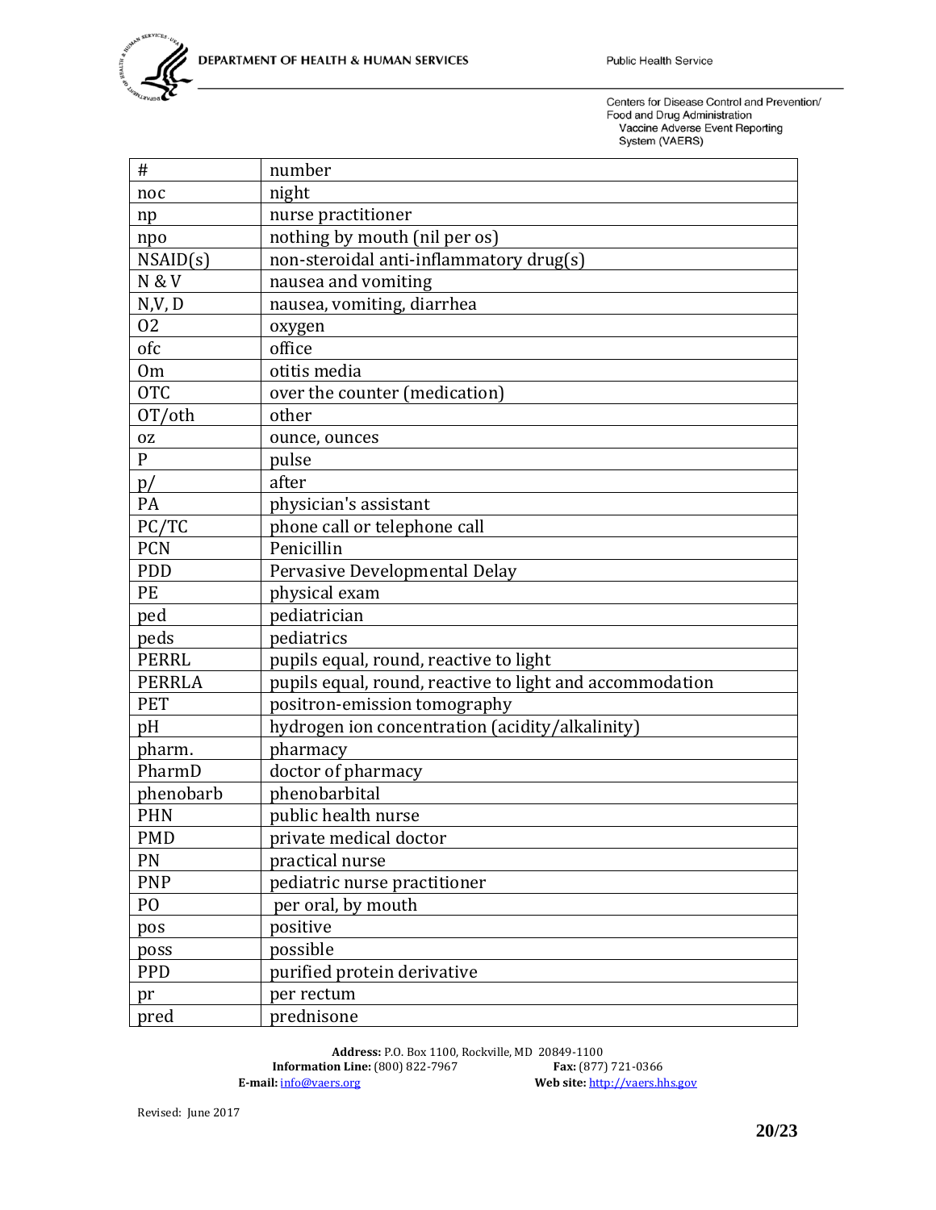| # | number |
|---|---|
| noc | night |
| np | nurse practitioner |
| npo | nothing by mouth (nil per os) |
| NSAID(s) | non-steroidal anti-inflammatory drug(s) |
| N & V | nausea and vomiting |
| N,V, D | nausea, vomiting, diarrhea |
| O2 | oxygen |
| ofc | office |
| Om | otitis media |
| OTC | over the counter (medication) |
| OT/oth | other |
| oz | ounce, ounces |
| P | pulse |
| p/ | after |
| PA | physician's assistant |
| PC/TC | phone call or telephone call |
| PCN | Penicillin |
| PDD | Pervasive Developmental Delay |
| PE | physical exam |
| ped | pediatrician |
| peds | pediatrics |
| PERRL | pupils equal, round, reactive to light |
| PERRLA | pupils equal, round, reactive to light and accommodation |
| PET | positron-emission tomography |
| pH | hydrogen ion concentration (acidity/alkalinity) |
| pharm. | pharmacy |
| PharmD | doctor of pharmacy |
| phenobarb | phenobarbital |
| PHN | public health nurse |
| PMD | private medical doctor |
| PN | practical nurse |
| PNP | pediatric nurse practitioner |
| PO | per oral, by mouth |
| pos | positive |
| poss | possible |
| PPD | purified protein derivative |
| pr | per rectum |
| pred | prednisone |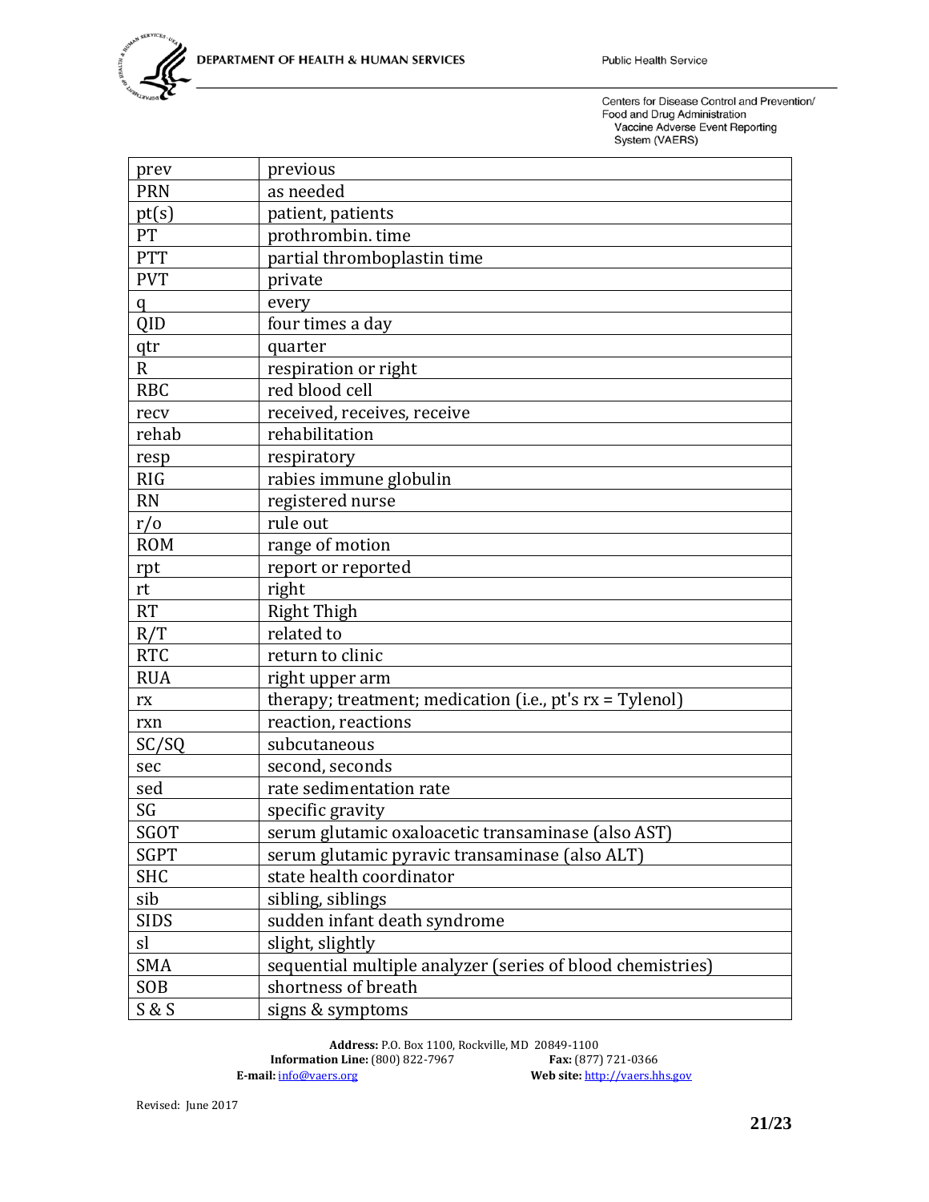| prev | previous |
|---|---|
| PRN | as needed |
| pt(s) | patient, patients |
| PT | prothrombin. time |
| PTT | partial thromboplastin time |
| PVT | private |
| q | every |
| QID | four times a day |
| qtr | quarter |
| R | respiration or right |
| RBC | red blood cell |
| recv | received, receives, receive |
| rehab | rehabilitation |
| resp | respiratory |
| RIG | rabies immune globulin |
| RN | registered nurse |
| r/o | rule out |
| ROM | range of motion |
| rpt | report or reported |
| rt | right |
| RT | Right Thigh |
| R/T | related to |
| RTC | return to clinic |
| RUA | right upper arm |
| rx | therapy; treatment; medication (i.e., pt's rx = Tylenol) |
| rxn | reaction, reactions |
| SC/SQ | subcutaneous |
| sec | second, seconds |
| sed | rate sedimentation rate |
| SG | specific gravity |
| SGOT | serum glutamic oxaloacetic transaminase (also AST) |
| SGPT | serum glutamic pyravic transaminase (also ALT) |
| SHC | state health coordinator |
| sib | sibling, siblings |
| SIDS | sudden infant death syndrome |
| sl | slight, slightly |
| SMA | sequential multiple analyzer (series of blood chemistries) |
| SOB | shortness of breath |
| S & S | signs & symptoms |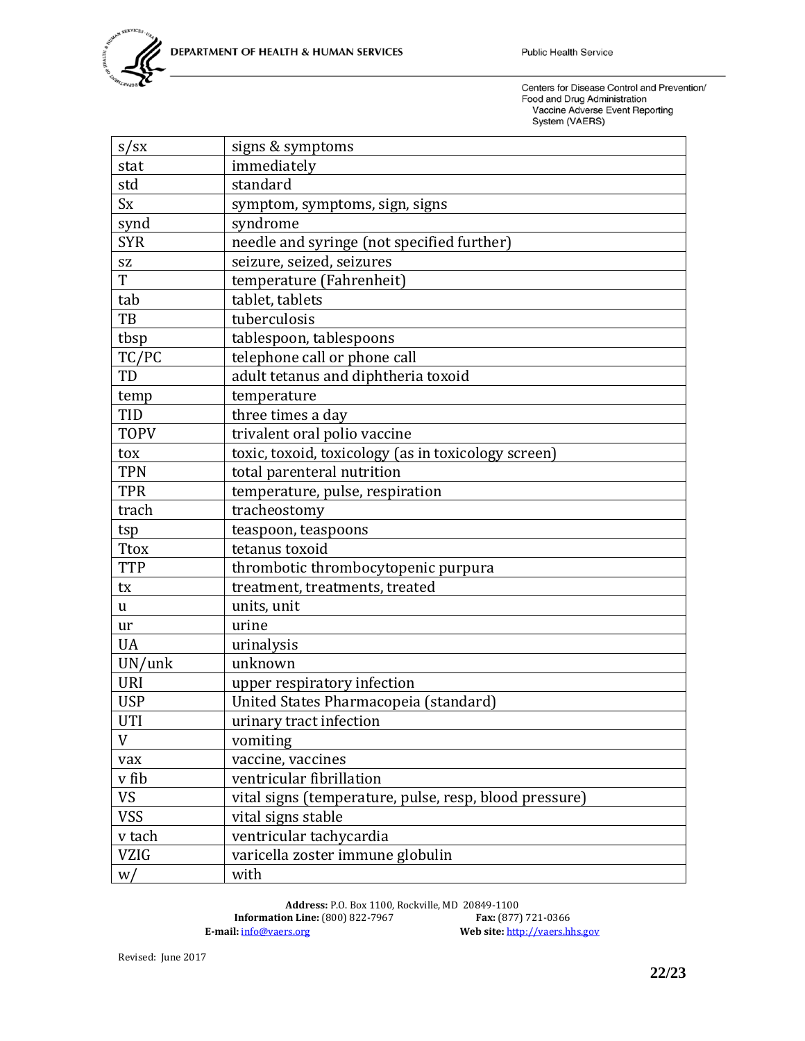| s/sx | signs & symptoms |
|---|---|
| stat | immediately |
| std | standard |
| Sx | symptom, symptoms, sign, signs |
| synd | syndrome |
| SYR | needle and syringe (not specified further) |
| sz | seizure, seized, seizures |
| T | temperature (Fahrenheit) |
| tab | tablet, tablets |
| TB | tuberculosis |
| tbsp | tablespoon, tablespoons |
| TC/PC | telephone call or phone call |
| TD | adult tetanus and diphtheria toxoid |
| temp | temperature |
| TID | three times a day |
| TOPV | trivalent oral polio vaccine |
| tox | toxic, toxoid, toxicology (as in toxicology screen) |
| TPN | total parenteral nutrition |
| TPR | temperature, pulse, respiration |
| trach | tracheostomy |
| tsp | teaspoon, teaspoons |
| Ttox | tetanus toxoid |
| TTP | thrombotic thrombocytopenic purpura |
| tx | treatment, treatments, treated |
| u | units, unit |
| ur | urine |
| UA | urinalysis |
| UN/unk | unknown |
| URI | upper respiratory infection |
| USP | United States Pharmacopeia (standard) |
| UTI | urinary tract infection |
| V | vomiting |
| vax | vaccine, vaccines |
| v fib | ventricular fibrillation |
| VS | vital signs (temperature, pulse, resp, blood pressure) |
| VSS | vital signs stable |
| v tach | ventricular tachycardia |
| VZIG | varicella zoster immune globulin |
| w/ | with |

Revised: June 2017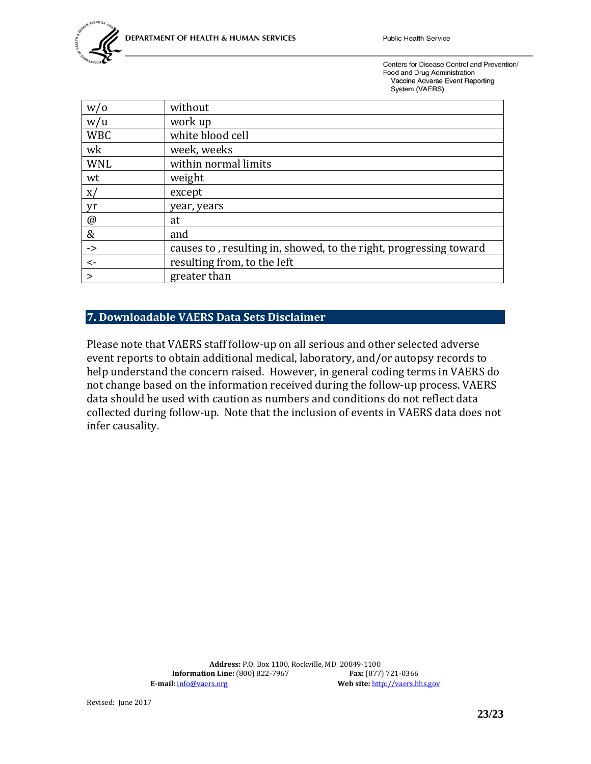| | |
|---|---|
| w/o | without |
| w/u | work up |
| WBC | white blood cell |
| wk | week, weeks |
| WNL | within normal limits |
| wt | weight |
| x/ | except |
| yr | year, years |
| @ | at |
| & | and |
| -> | causes to , resulting in, showed, to the right, progressing toward |
| <- | resulting from, to the left |
| > | greater than |

## 7. Downloadable VAERS Data Sets Disclaimer

Please note that VAERS staff follow-up on all serious and other selected adverse event reports to obtain additional medical, laboratory, and/or autopsy records to help understand the concern raised. However, in general coding terms in VAERS do not change based on the information received during the follow-up process. VAERS data should be used with caution as numbers and conditions do not reflect data collected during follow-up. Note that the inclusion of events in VAERS data does not infer causality.